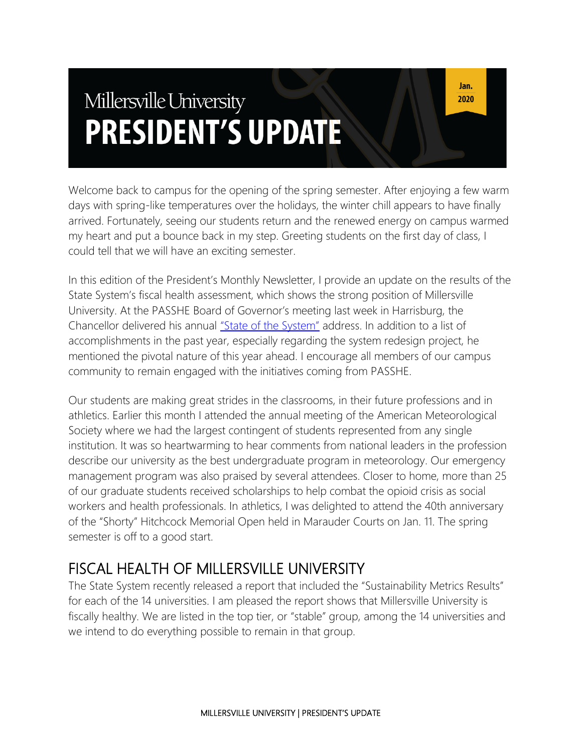# Millersville University PRESIDENT'S UPDATE

Jan. 2020

Welcome back to campus for the opening of the spring semester. After enjoying a few warm days with spring-like temperatures over the holidays, the winter chill appears to have finally arrived. Fortunately, seeing our students return and the renewed energy on campus warmed my heart and put a bounce back in my step. Greeting students on the first day of class, I could tell that we will have an exciting semester.

In this edition of the President's Monthly Newsletter, I provide an update on the results of the State System's fiscal health assessment, which shows the strong position of Millersville University. At the PASSHE Board of Governor's meeting last week in Harrisburg, the Chancellor delivered his annual "State of the System" address. In addition to a list of accomplishments in the past year, especially regarding the system redesign project, he mentioned the pivotal nature of this year ahead. I encourage all members of our campus community to remain engaged with the initiatives coming from PASSHE.

Our students are making great strides in the classrooms, in their future professions and in athletics. Earlier this month I attended the annual meeting of the American Meteorological Society where we had the largest contingent of students represented from any single institution. It was so heartwarming to hear comments from national leaders in the profession describe our university as the best undergraduate program in meteorology. Our emergency management program was also praised by several attendees. Closer to home, more than 25 of our graduate students received scholarships to help combat the opioid crisis as social workers and health professionals. In athletics, I was delighted to attend the 40th anniversary of the "Shorty" Hitchcock Memorial Open held in Marauder Courts on Jan. 11. The spring semester is off to a good start.

## FISCAL HEALTH OF MILLERSVILLE UNIVERSITY

The State System recently released a report that included the "Sustainability Metrics Results" for each of the 14 universities. I am pleased the report shows that Millersville University is fiscally healthy. We are listed in the top tier, or "stable" group, among the 14 universities and we intend to do everything possible to remain in that group.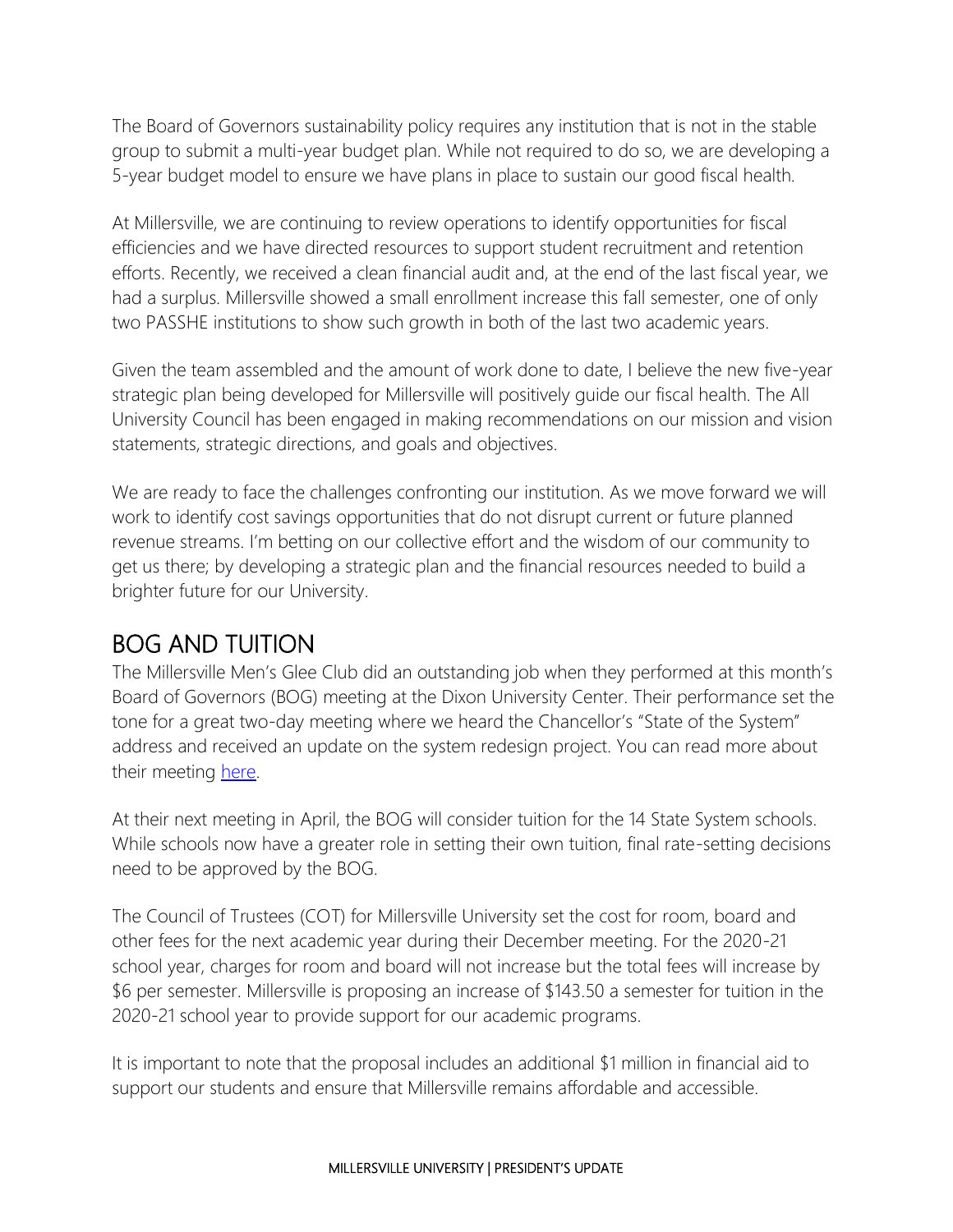The Board of Governors sustainability policy requires any institution that is not in the stable group to submit a multi-year budget plan. While not required to do so, we are developing a 5-year budget model to ensure we have plans in place to sustain our good fiscal health.

At Millersville, we are continuing to review operations to identify opportunities for fiscal efficiencies and we have directed resources to support student recruitment and retention efforts. Recently, we received a clean financial audit and, at the end of the last fiscal year, we had a surplus. Millersville showed a small enrollment increase this fall semester, one of only two PASSHE institutions to show such growth in both of the last two academic years.

Given the team assembled and the amount of work done to date, I believe the new five-year strategic plan being developed for Millersville will positively guide our fiscal health. The All University Council has been engaged in making recommendations on our mission and vision statements, strategic directions, and goals and objectives.

We are ready to face the challenges confronting our institution. As we move forward we will work to identify cost savings opportunities that do not disrupt current or future planned revenue streams. I'm betting on our collective effort and the wisdom of our community to get us there; by developing a strategic plan and the financial resources needed to build a brighter future for our University.

## BOG AND TUITION

The Millersville Men's Glee Club did an outstanding job when they performed at this month's Board of Governors (BOG) meeting at the Dixon University Center. Their performance set the tone for a great two-day meeting where we heard the Chancellor's "State of the System" address and received an update on the system redesign project. You can read more about their meeting [here](here).

At their next meeting in April, the BOG will consider tuition for the 14 State System schools. While schools now have a greater role in setting their own tuition, final rate-setting decisions need to be approved by the BOG.

The Council of Trustees (COT) for Millersville University set the cost for room, board and other fees for the next academic year during their December meeting. For the 2020-21 school year, charges for room and board will not increase but the total fees will increase by $6 per semester. Millersville is proposing an increase of $143.50 a semester for tuition in the 2020-21 school year to provide support for our academic programs.

It is important to note that the proposal includes an additional $1 million in financial aid to support our students and ensure that Millersville remains affordable and accessible.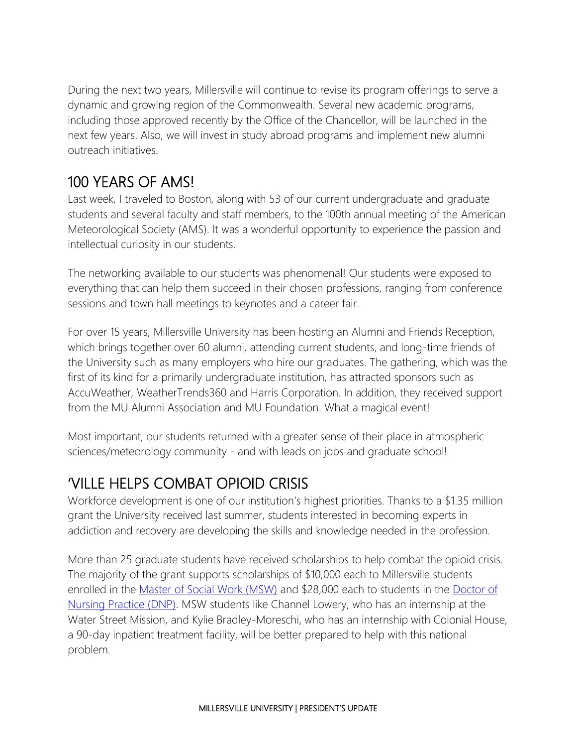During the next two years, Millersville will continue to revise its program offerings to serve a dynamic and growing region of the Commonwealth. Several new academic programs, including those approved recently by the Office of the Chancellor, will be launched in the next few years. Also, we will invest in study abroad programs and implement new alumni outreach initiatives.

## 100 YEARS OF AMS!

Last week, I traveled to Boston, along with 53 of our current undergraduate and graduate students and several faculty and staff members, to the 100th annual meeting of the American Meteorological Society (AMS). It was a wonderful opportunity to experience the passion and intellectual curiosity in our students.

The networking available to our students was phenomenal! Our students were exposed to everything that can help them succeed in their chosen professions, ranging from conference sessions and town hall meetings to keynotes and a career fair.

For over 15 years, Millersville University has been hosting an Alumni and Friends Reception, which brings together over 60 alumni, attending current students, and long-time friends of the University such as many employers who hire our graduates. The gathering, which was the first of its kind for a primarily undergraduate institution, has attracted sponsors such as AccuWeather, WeatherTrends360 and Harris Corporation. In addition, they received support from the MU Alumni Association and MU Foundation. What a magical event!

Most important, our students returned with a greater sense of their place in atmospheric sciences/meteorology community - and with leads on jobs and graduate school!

## 'VILLE HELPS COMBAT OPIOID CRISIS

Workforce development is one of our institution's highest priorities. Thanks to a $1.35 million grant the University received last summer, students interested in becoming experts in addiction and recovery are developing the skills and knowledge needed in the profession.

More than 25 graduate students have received scholarships to help combat the opioid crisis. The majority of the grant supports scholarships of $10,000 each to Millersville students enrolled in the Master of Social Work (MSW) and $28,000 each to students in the Doctor of Nursing Practice (DNP). MSW students like Channel Lowery, who has an internship at the Water Street Mission, and Kylie Bradley-Moreschi, who has an internship with Colonial House, a 90-day inpatient treatment facility, will be better prepared to help with this national problem.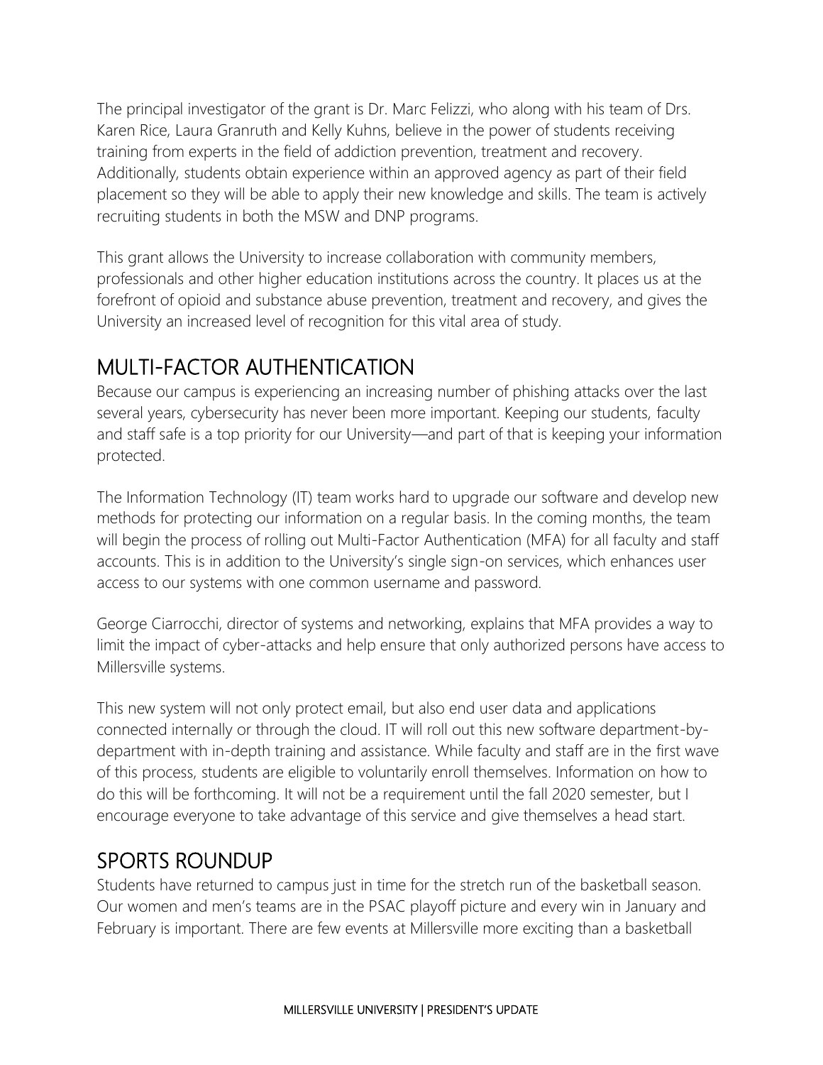The principal investigator of the grant is Dr. Marc Felizzi, who along with his team of Drs. Karen Rice, Laura Granruth and Kelly Kuhns, believe in the power of students receiving training from experts in the field of addiction prevention, treatment and recovery. Additionally, students obtain experience within an approved agency as part of their field placement so they will be able to apply their new knowledge and skills. The team is actively recruiting students in both the MSW and DNP programs.

This grant allows the University to increase collaboration with community members, professionals and other higher education institutions across the country. It places us at the forefront of opioid and substance abuse prevention, treatment and recovery, and gives the University an increased level of recognition for this vital area of study.

## MULTI-FACTOR AUTHENTICATION

Because our campus is experiencing an increasing number of phishing attacks over the last several years, cybersecurity has never been more important. Keeping our students, faculty and staff safe is a top priority for our University—and part of that is keeping your information protected.

The Information Technology (IT) team works hard to upgrade our software and develop new methods for protecting our information on a regular basis. In the coming months, the team will begin the process of rolling out Multi-Factor Authentication (MFA) for all faculty and staff accounts. This is in addition to the University's single sign-on services, which enhances user access to our systems with one common username and password.

George Ciarrocchi, director of systems and networking, explains that MFA provides a way to limit the impact of cyber-attacks and help ensure that only authorized persons have access to Millersville systems.

This new system will not only protect email, but also end user data and applications connected internally or through the cloud. IT will roll out this new software department-by-department with in-depth training and assistance. While faculty and staff are in the first wave of this process, students are eligible to voluntarily enroll themselves. Information on how to do this will be forthcoming. It will not be a requirement until the fall 2020 semester, but I encourage everyone to take advantage of this service and give themselves a head start.

## SPORTS ROUNDUP

Students have returned to campus just in time for the stretch run of the basketball season. Our women and men's teams are in the PSAC playoff picture and every win in January and February is important. There are few events at Millersville more exciting than a basketball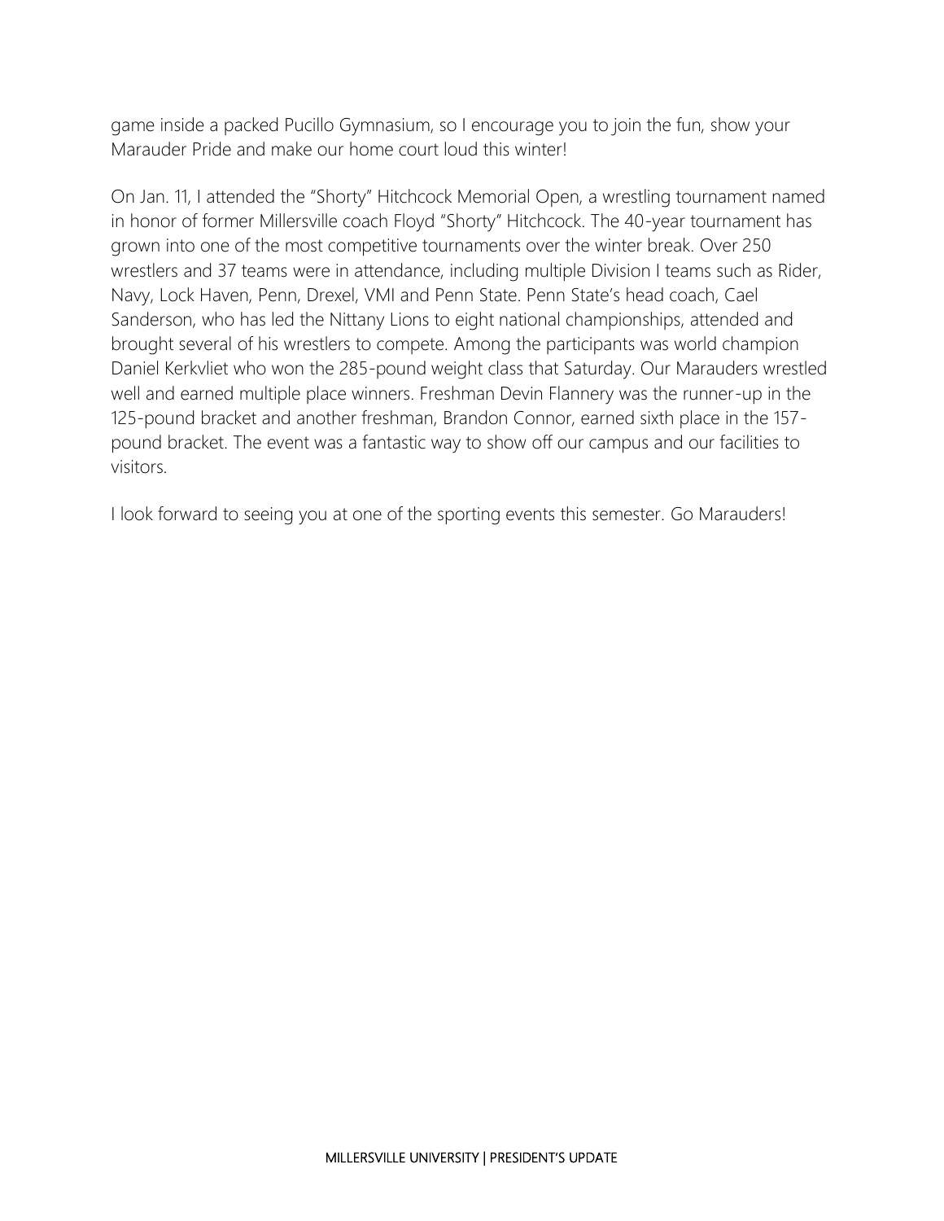game inside a packed Pucillo Gymnasium, so I encourage you to join the fun, show your Marauder Pride and make our home court loud this winter!

On Jan. 11, I attended the "Shorty" Hitchcock Memorial Open, a wrestling tournament named in honor of former Millersville coach Floyd "Shorty" Hitchcock. The 40-year tournament has grown into one of the most competitive tournaments over the winter break. Over 250 wrestlers and 37 teams were in attendance, including multiple Division I teams such as Rider, Navy, Lock Haven, Penn, Drexel, VMI and Penn State. Penn State's head coach, Cael Sanderson, who has led the Nittany Lions to eight national championships, attended and brought several of his wrestlers to compete. Among the participants was world champion Daniel Kerkvliet who won the 285-pound weight class that Saturday. Our Marauders wrestled well and earned multiple place winners. Freshman Devin Flannery was the runner-up in the 125-pound bracket and another freshman, Brandon Connor, earned sixth place in the 157-pound bracket. The event was a fantastic way to show off our campus and our facilities to visitors.

I look forward to seeing you at one of the sporting events this semester. Go Marauders!